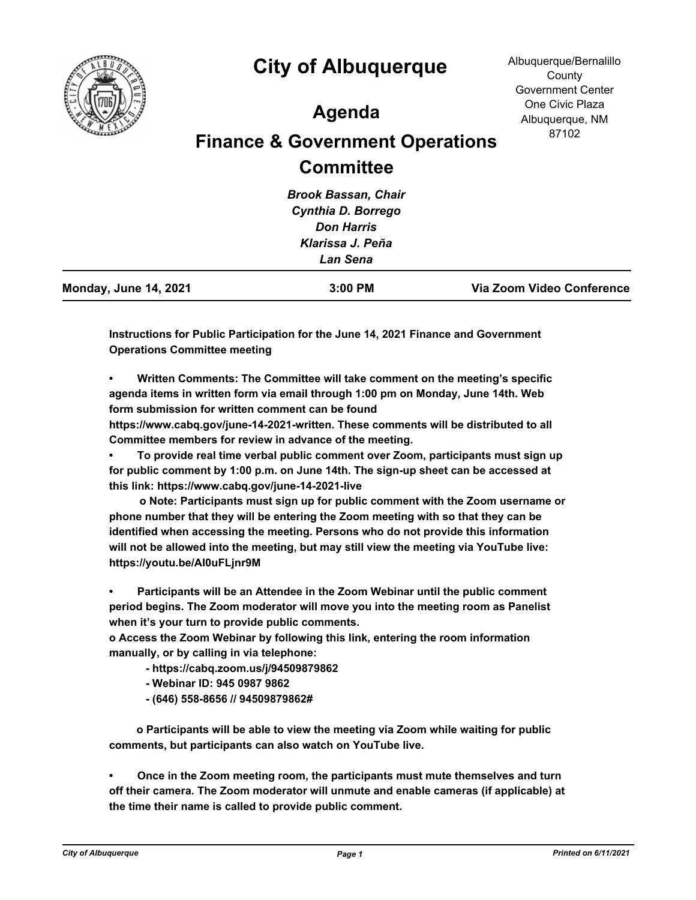# City of Albuquerque

Albuquerque/Bernalillo County Government Center
One Civic Plaza
Albuquerque, NM 87102

## Agenda

## Finance & Government Operations Committee

*Brook Bassan, Chair*
*Cynthia D. Borrego*
*Don Harris*
*Klarissa J. Peña*
*Lan Sena*

**Monday, June 14, 2021** | **3:00 PM** | **Via Zoom Video Conference**

---

**Instructions for Public Participation for the June 14, 2021 Finance and Government Operations Committee meeting**

- **Written Comments: The Committee will take comment on the meeting's specific agenda items in written form via email through 1:00 pm on Monday, June 14th. Web form submission for written comment can be found https://www.cabq.gov/june-14-2021-written. These comments will be distributed to all Committee members for review in advance of the meeting.**
- **To provide real time verbal public comment over Zoom, participants must sign up for public comment by 1:00 p.m. on June 14th. The sign-up sheet can be accessed at this link: https://www.cabq.gov/june-14-2021-live**
  - **Note: Participants must sign up for public comment with the Zoom username or phone number that they will be entering the Zoom meeting with so that they can be identified when accessing the meeting. Persons who do not provide this information will not be allowed into the meeting, but may still view the meeting via YouTube live: https://youtu.be/AI0uFLjnr9M**
- **Participants will be an Attendee in the Zoom Webinar until the public comment period begins. The Zoom moderator will move you into the meeting room as Panelist when it's your turn to provide public comments.**
  - **Access the Zoom Webinar by following this link, entering the room information manually, or by calling in via telephone:**
    - **https://cabq.zoom.us/j/94509879862**
    - **Webinar ID: 945 0987 9862**
    - **(646) 558-8656 // 94509879862#**
  - **Participants will be able to view the meeting via Zoom while waiting for public comments, but participants can also watch on YouTube live.**
- **Once in the Zoom meeting room, the participants must mute themselves and turn off their camera. The Zoom moderator will unmute and enable cameras (if applicable) at the time their name is called to provide public comment.**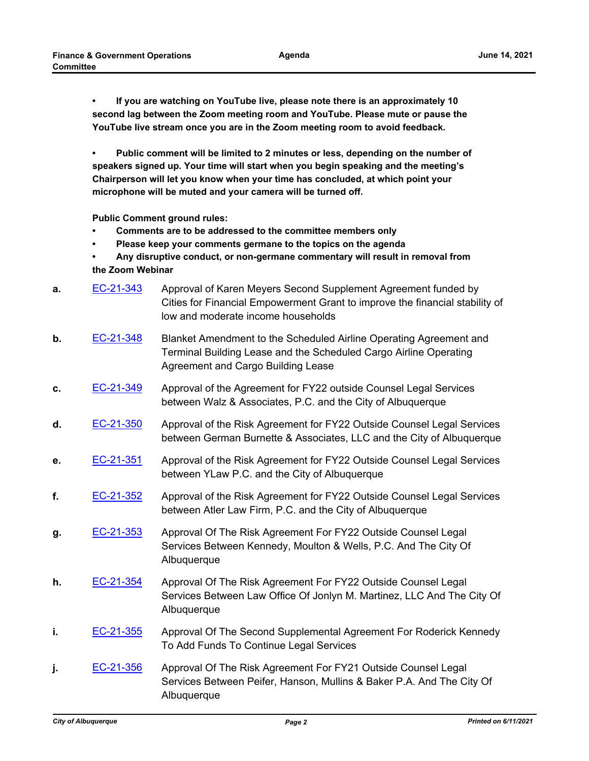- **If you are watching on YouTube live, please note there is an approximately 10 second lag between the Zoom meeting room and YouTube. Please mute or pause the YouTube live stream once you are in the Zoom meeting room to avoid feedback.**

- **Public comment will be limited to 2 minutes or less, depending on the number of speakers signed up. Your time will start when you begin speaking and the meeting's Chairperson will let you know when your time has concluded, at which point your microphone will be muted and your camera will be turned off.**

**Public Comment ground rules:**

- **Comments are to be addressed to the committee members only**
- **Please keep your comments germane to the topics on the agenda**
- **Any disruptive conduct, or non-germane commentary will result in removal from the Zoom Webinar**

**a.** EC-21-343 Approval of Karen Meyers Second Supplement Agreement funded by Cities for Financial Empowerment Grant to improve the financial stability of low and moderate income households

**b.** EC-21-348 Blanket Amendment to the Scheduled Airline Operating Agreement and Terminal Building Lease and the Scheduled Cargo Airline Operating Agreement and Cargo Building Lease

**c.** EC-21-349 Approval of the Agreement for FY22 outside Counsel Legal Services between Walz & Associates, P.C. and the City of Albuquerque

**d.** EC-21-350 Approval of the Risk Agreement for FY22 Outside Counsel Legal Services between German Burnette & Associates, LLC and the City of Albuquerque

**e.** EC-21-351 Approval of the Risk Agreement for FY22 Outside Counsel Legal Services between YLaw P.C. and the City of Albuquerque

**f.** EC-21-352 Approval of the Risk Agreement for FY22 Outside Counsel Legal Services between Atler Law Firm, P.C. and the City of Albuquerque

**g.** EC-21-353 Approval Of The Risk Agreement For FY22 Outside Counsel Legal Services Between Kennedy, Moulton & Wells, P.C. And The City Of Albuquerque

**h.** EC-21-354 Approval Of The Risk Agreement For FY22 Outside Counsel Legal Services Between Law Office Of Jonlyn M. Martinez, LLC And The City Of Albuquerque

**i.** EC-21-355 Approval Of The Second Supplemental Agreement For Roderick Kennedy To Add Funds To Continue Legal Services

**j.** EC-21-356 Approval Of The Risk Agreement For FY21 Outside Counsel Legal Services Between Peifer, Hanson, Mullins & Baker P.A. And The City Of Albuquerque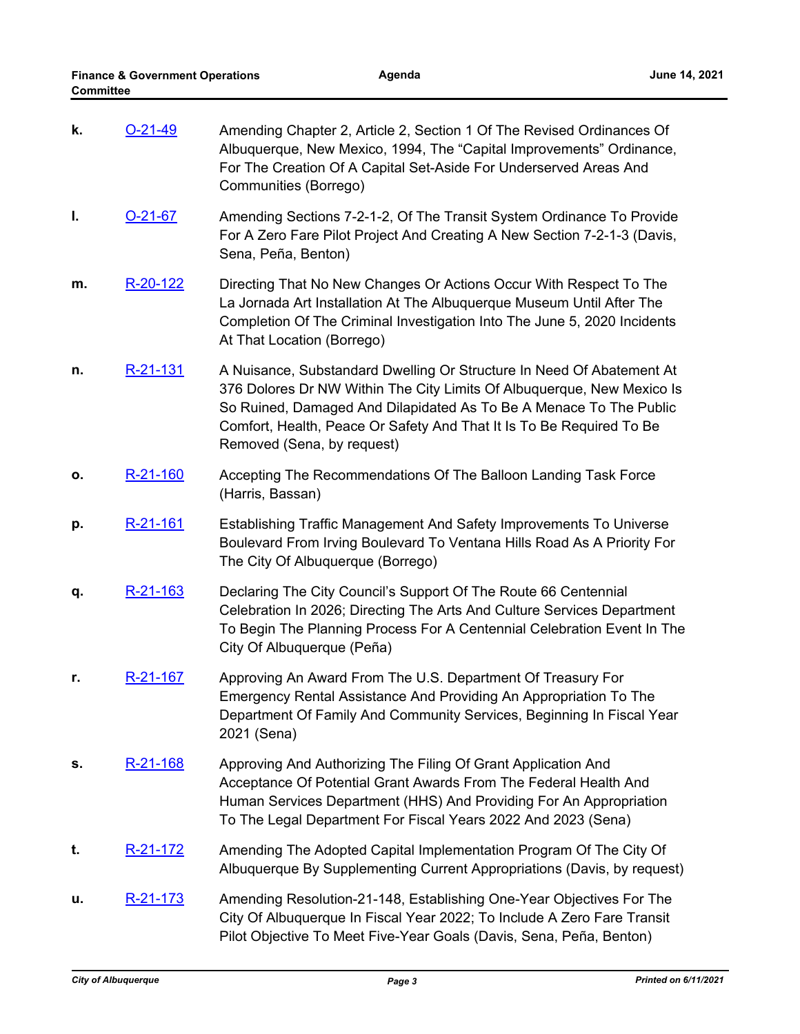k. O-21-49 Amending Chapter 2, Article 2, Section 1 Of The Revised Ordinances Of Albuquerque, New Mexico, 1994, The "Capital Improvements" Ordinance, For The Creation Of A Capital Set-Aside For Underserved Areas And Communities (Borrego)

l. O-21-67 Amending Sections 7-2-1-2, Of The Transit System Ordinance To Provide For A Zero Fare Pilot Project And Creating A New Section 7-2-1-3 (Davis, Sena, Peña, Benton)

m. R-20-122 Directing That No New Changes Or Actions Occur With Respect To The La Jornada Art Installation At The Albuquerque Museum Until After The Completion Of The Criminal Investigation Into The June 5, 2020 Incidents At That Location (Borrego)

n. R-21-131 A Nuisance, Substandard Dwelling Or Structure In Need Of Abatement At 376 Dolores Dr NW Within The City Limits Of Albuquerque, New Mexico Is So Ruined, Damaged And Dilapidated As To Be A Menace To The Public Comfort, Health, Peace Or Safety And That It Is To Be Required To Be Removed (Sena, by request)

o. R-21-160 Accepting The Recommendations Of The Balloon Landing Task Force (Harris, Bassan)

p. R-21-161 Establishing Traffic Management And Safety Improvements To Universe Boulevard From Irving Boulevard To Ventana Hills Road As A Priority For The City Of Albuquerque (Borrego)

q. R-21-163 Declaring The City Council's Support Of The Route 66 Centennial Celebration In 2026; Directing The Arts And Culture Services Department To Begin The Planning Process For A Centennial Celebration Event In The City Of Albuquerque (Peña)

r. R-21-167 Approving An Award From The U.S. Department Of Treasury For Emergency Rental Assistance And Providing An Appropriation To The Department Of Family And Community Services, Beginning In Fiscal Year 2021 (Sena)

s. R-21-168 Approving And Authorizing The Filing Of Grant Application And Acceptance Of Potential Grant Awards From The Federal Health And Human Services Department (HHS) And Providing For An Appropriation To The Legal Department For Fiscal Years 2022 And 2023 (Sena)

t. R-21-172 Amending The Adopted Capital Implementation Program Of The City Of Albuquerque By Supplementing Current Appropriations (Davis, by request)

u. R-21-173 Amending Resolution-21-148, Establishing One-Year Objectives For The City Of Albuquerque In Fiscal Year 2022; To Include A Zero Fare Transit Pilot Objective To Meet Five-Year Goals (Davis, Sena, Peña, Benton)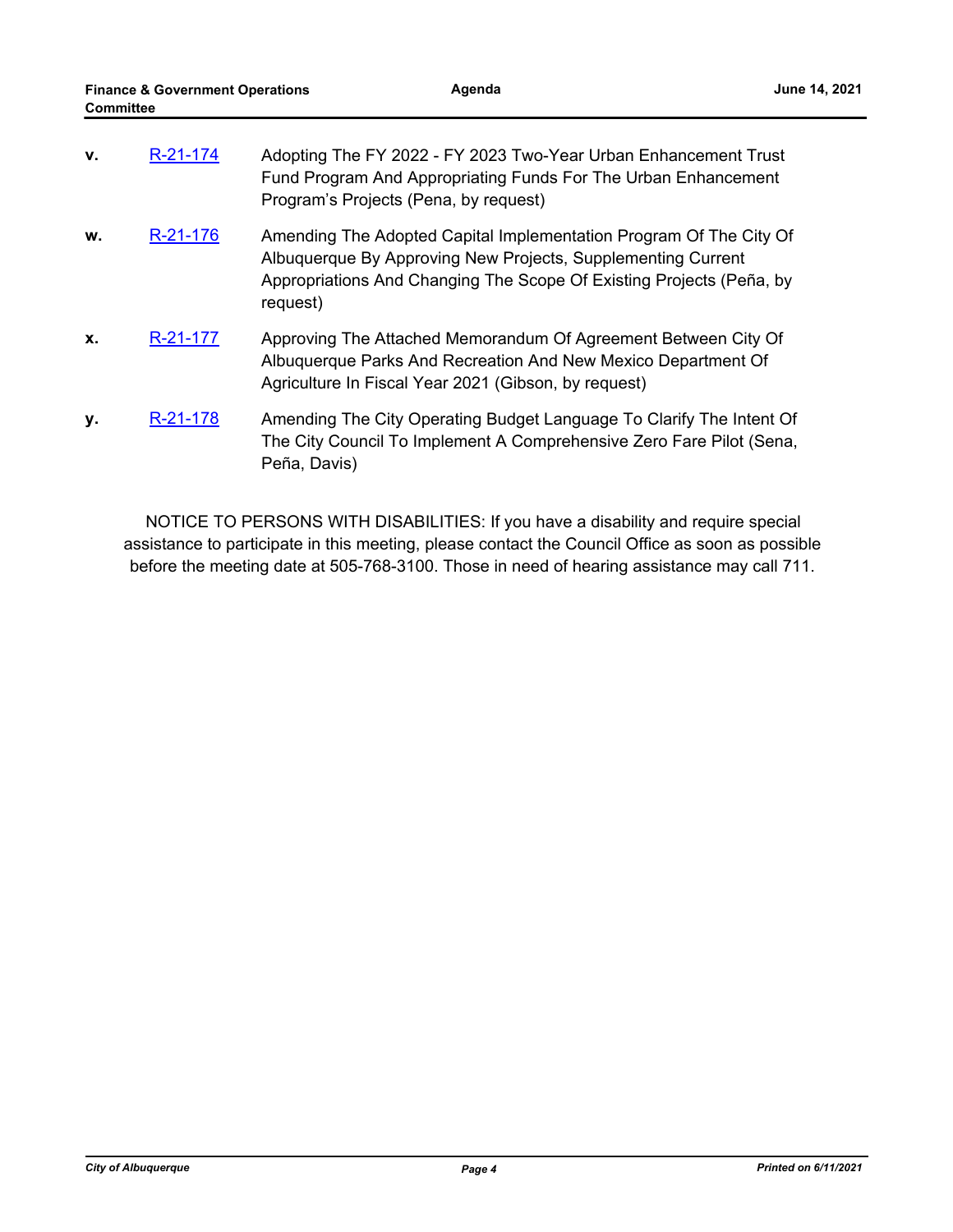v. R-21-174 Adopting The FY 2022 - FY 2023 Two-Year Urban Enhancement Trust Fund Program And Appropriating Funds For The Urban Enhancement Program's Projects (Pena, by request)

w. R-21-176 Amending The Adopted Capital Implementation Program Of The City Of Albuquerque By Approving New Projects, Supplementing Current Appropriations And Changing The Scope Of Existing Projects (Peña, by request)

x. R-21-177 Approving The Attached Memorandum Of Agreement Between City Of Albuquerque Parks And Recreation And New Mexico Department Of Agriculture In Fiscal Year 2021 (Gibson, by request)

y. R-21-178 Amending The City Operating Budget Language To Clarify The Intent Of The City Council To Implement A Comprehensive Zero Fare Pilot (Sena, Peña, Davis)

NOTICE TO PERSONS WITH DISABILITIES: If you have a disability and require special assistance to participate in this meeting, please contact the Council Office as soon as possible before the meeting date at 505-768-3100. Those in need of hearing assistance may call 711.